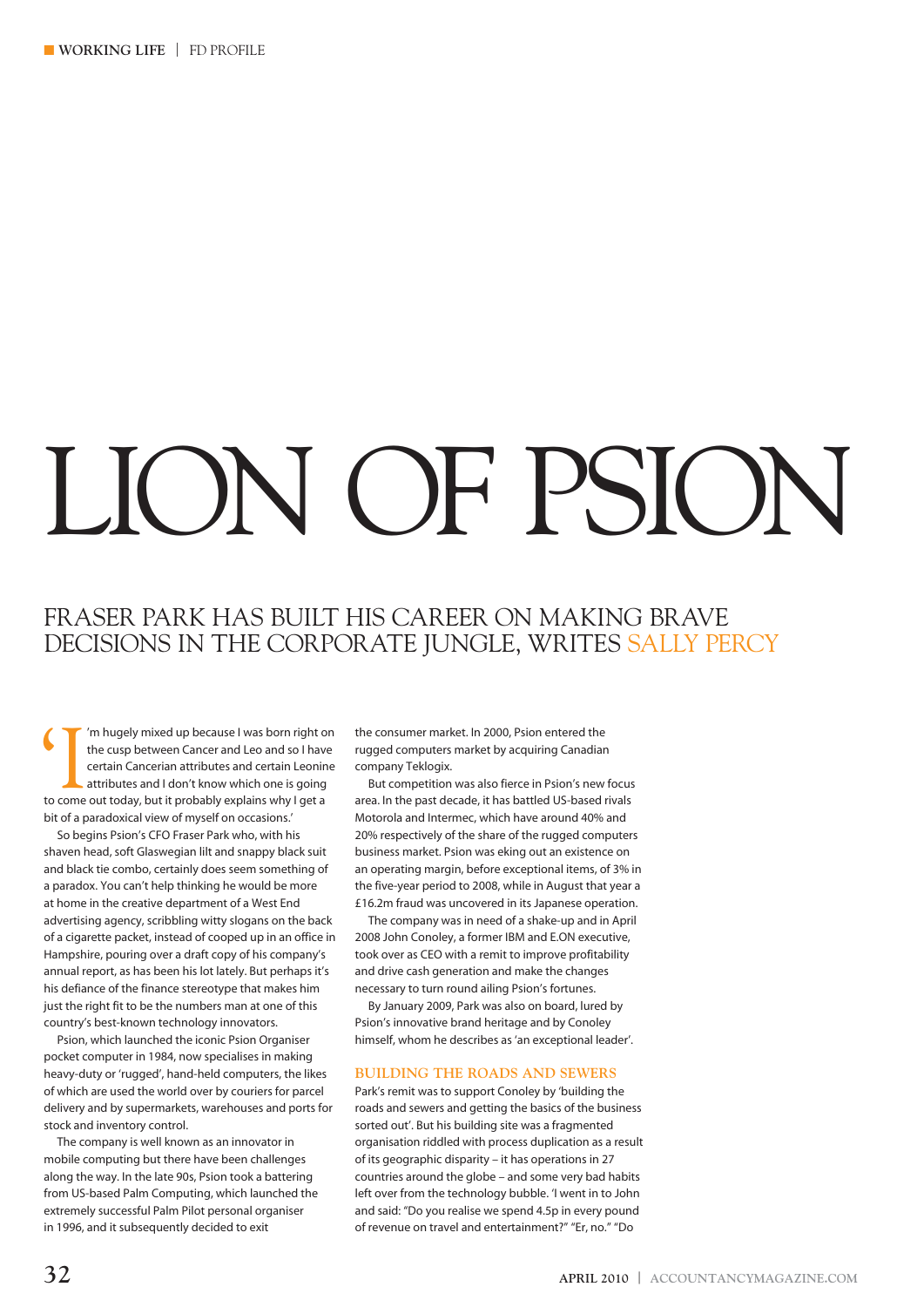# LION OF PSION

## FRASER PARK HAS BUILT HIS CAREER ON MAKING BRAVE DECISIONS IN THE CORPORATE JUNGLE, WRITES SALLY PERCY

'I'm hugely mixed up because I was born right on the cusp between Cancer and Leo and so I have certain Cancerian attributes and certain Leonine attributes and I don't know which one is going to come out today, but it probably explains why I get a bit of a paradoxical view of myself on occasions.'

So begins Psion's CFO Fraser Park who, with his shaven head, soft Glaswegian lilt and snappy black suit and black tie combo, certainly does seem something of a paradox. You can't help thinking he would be more at home in the creative department of a West End advertising agency, scribbling witty slogans on the back of a cigarette packet, instead of cooped up in an office in Hampshire, pouring over a draft copy of his company's annual report, as has been his lot lately. But perhaps it's his defiance of the finance stereotype that makes him just the right fit to be the numbers man at one of this country's best-known technology innovators.

Psion, which launched the iconic Psion Organiser pocket computer in 1984, now specialises in making heavy-duty or 'rugged', hand-held computers, the likes of which are used the world over by couriers for parcel delivery and by supermarkets, warehouses and ports for stock and inventory control.

The company is well known as an innovator in mobile computing but there have been challenges along the way. In the late 90s, Psion took a battering from US-based Palm Computing, which launched the extremely successful Palm Pilot personal organiser in 1996, and it subsequently decided to exit the consumer market. In 2000, Psion entered the rugged computers market by acquiring Canadian company Teklogix.

But competition was also fierce in Psion's new focus area. In the past decade, it has battled US-based rivals Motorola and Intermec, which have around 40% and 20% respectively of the share of the rugged computers business market. Psion was eking out an existence on an operating margin, before exceptional items, of 3% in the five-year period to 2008, while in August that year a £16.2m fraud was uncovered in its Japanese operation.

The company was in need of a shake-up and in April 2008 John Conoley, a former IBM and E.ON executive, took over as CEO with a remit to improve profitability and drive cash generation and make the changes necessary to turn round ailing Psion's fortunes.

By January 2009, Park was also on board, lured by Psion's innovative brand heritage and by Conoley himself, whom he describes as 'an exceptional leader'.

### BUILDING THE ROADS AND SEWERS

Park's remit was to support Conoley by 'building the roads and sewers and getting the basics of the business sorted out'. But his building site was a fragmented organisation riddled with process duplication as a result of its geographic disparity – it has operations in 27 countries around the globe – and some very bad habits left over from the technology bubble. 'I went in to John and said: "Do you realise we spend 4.5p in every pound of revenue on travel and entertainment?" "Er, no." "Do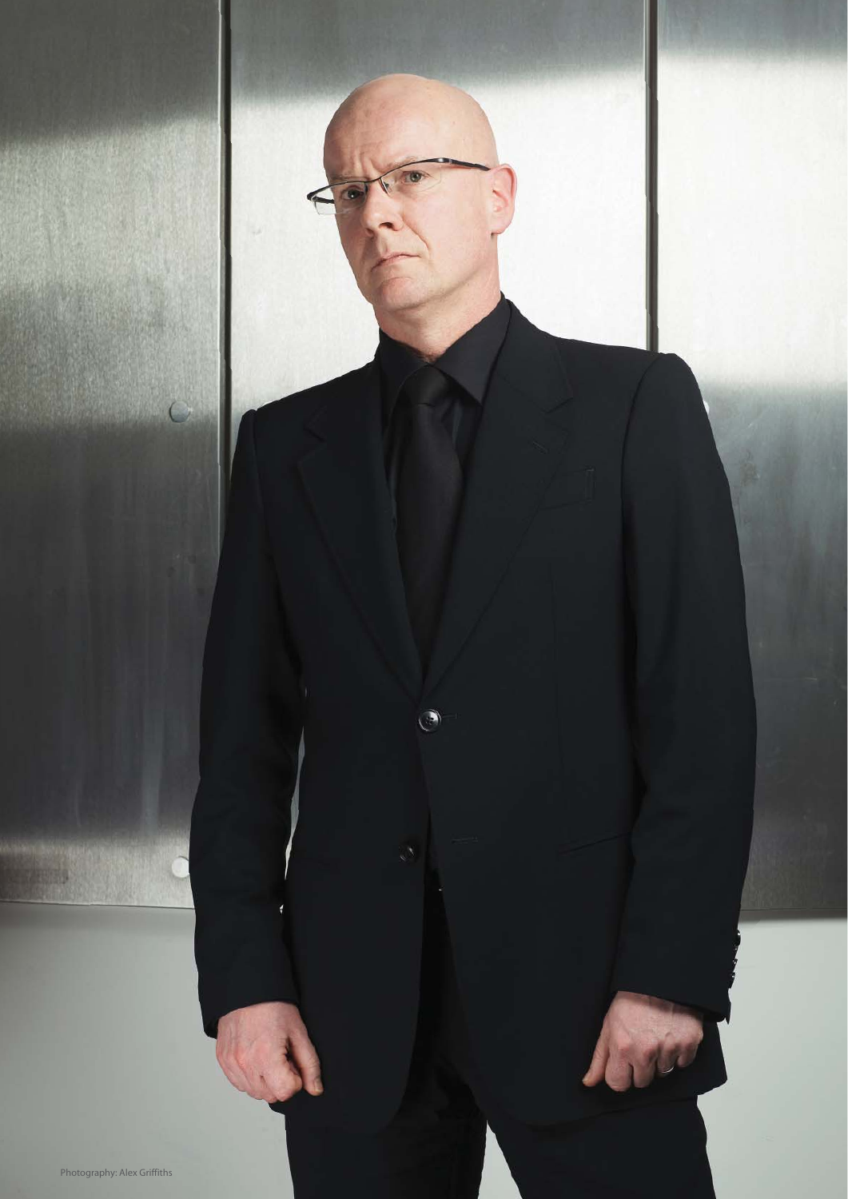Photography: Alex Griffiths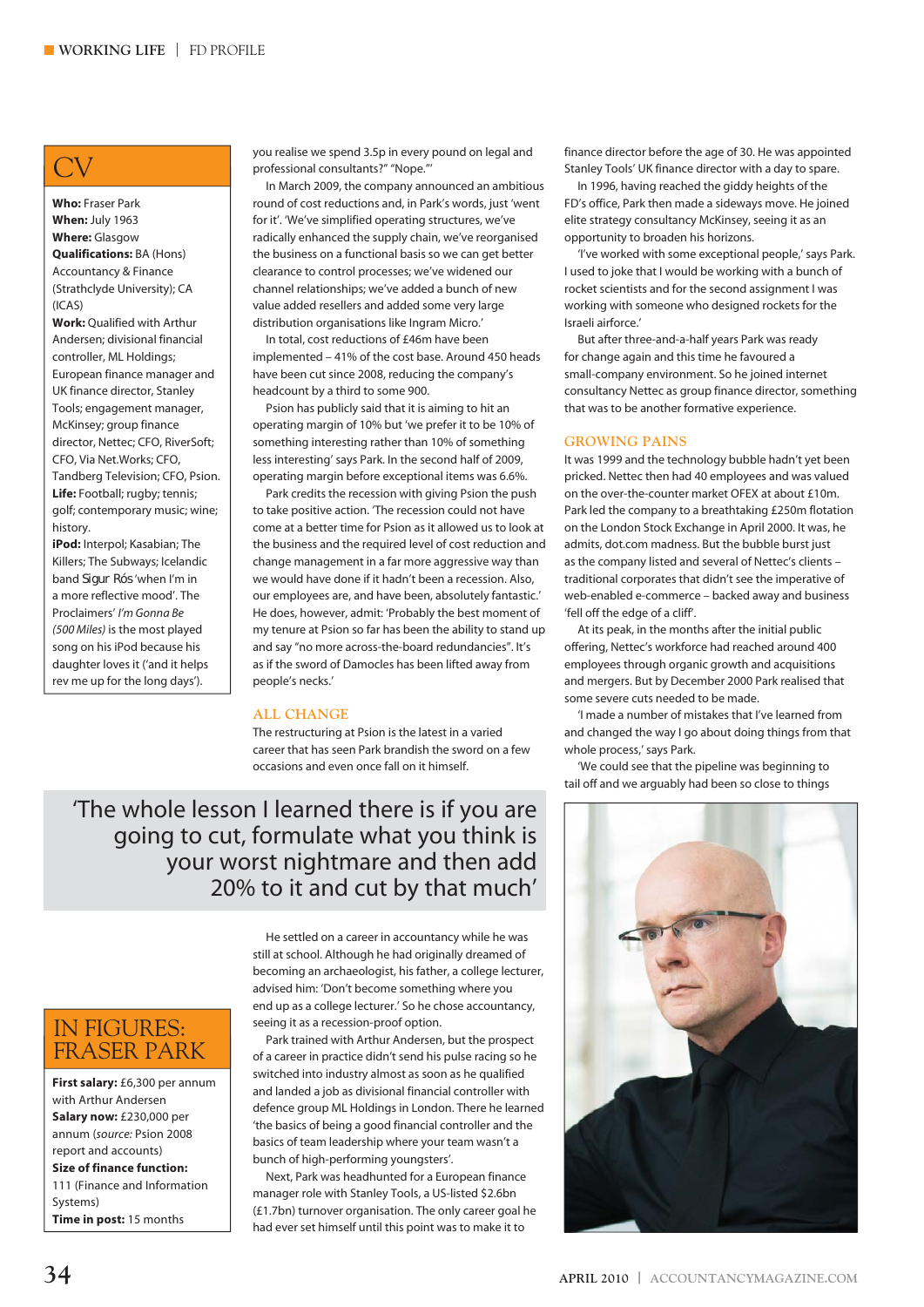## CV

**Who:** Fraser Park
**When:** July 1963
**Where:** Glasgow
**Qualifications:** BA (Hons) Accountancy & Finance (Strathclyde University); CA (ICAS)
**Work:** Qualified with Arthur Andersen; divisional financial controller, ML Holdings; European finance manager and UK finance director, Stanley Tools; engagement manager, McKinsey; group finance director, Nettec; CFO, RiverSoft; CFO, Via Net.Works; CFO, Tandberg Television; CFO, Psion.
**Life:** Football; rugby; tennis; golf; contemporary music; wine; history.
**iPod:** Interpol; Kasabian; The Killers; The Subways; Icelandic band Sigur Rós 'when I'm in a more reflective mood'. The Proclaimers' *I'm Gonna Be (500 Miles)* is the most played song on his iPod because his daughter loves it ('and it helps rev me up for the long days').

you realise we spend 3.5p in every pound on legal and professional consultants?" "Nope."'

In March 2009, the company announced an ambitious round of cost reductions and, in Park's words, just 'went for it'. 'We've simplified operating structures, we've radically enhanced the supply chain, we've reorganised the business on a functional basis so we can get better clearance to control processes; we've widened our channel relationships; we've added a bunch of new value added resellers and added some very large distribution organisations like Ingram Micro.'

In total, cost reductions of £46m have been implemented – 41% of the cost base. Around 450 heads have been cut since 2008, reducing the company's headcount by a third to some 900.

Psion has publicly said that it is aiming to hit an operating margin of 10% but 'we prefer it to be 10% of something interesting rather than 10% of something less interesting' says Park. In the second half of 2009, operating margin before exceptional items was 6.6%.

Park credits the recession with giving Psion the push to take positive action. 'The recession could not have come at a better time for Psion as it allowed us to look at the business and the required level of cost reduction and change management in a far more aggressive way than we would have done if it hadn't been a recession. Also, our employees are, and have been, absolutely fantastic.' He does, however, admit: 'Probably the best moment of my tenure at Psion so far has been the ability to stand up and say "no more across-the-board redundancies". It's as if the sword of Damocles has been lifted away from people's necks.'

## ALL CHANGE

The restructuring at Psion is the latest in a varied career that has seen Park brandish the sword on a few occasions and even once fall on it himself.

> 'The whole lesson I learned there is if you are going to cut, formulate what you think is your worst nightmare and then add 20% to it and cut by that much'

He settled on a career in accountancy while he was still at school. Although he had originally dreamed of becoming an archaeologist, his father, a college lecturer, advised him: 'Don't become something where you end up as a college lecturer.' So he chose accountancy, seeing it as a recession-proof option.

Park trained with Arthur Andersen, but the prospect of a career in practice didn't send his pulse racing so he switched into industry almost as soon as he qualified and landed a job as divisional financial controller with defence group ML Holdings in London. There he learned 'the basics of being a good financial controller and the basics of team leadership where your team wasn't a bunch of high-performing youngsters'.

Next, Park was headhunted for a European finance manager role with Stanley Tools, a US-listed $2.6bn (£1.7bn) turnover organisation. The only career goal he had ever set himself until this point was to make it to finance director before the age of 30. He was appointed Stanley Tools' UK finance director with a day to spare.

In 1996, having reached the giddy heights of the FD's office, Park then made a sideways move. He joined elite strategy consultancy McKinsey, seeing it as an opportunity to broaden his horizons.

'I've worked with some exceptional people,' says Park. I used to joke that I would be working with a bunch of rocket scientists and for the second assignment I was working with someone who designed rockets for the Israeli airforce.'

But after three-and-a-half years Park was ready for change again and this time he favoured a small-company environment. So he joined internet consultancy Nettec as group finance director, something that was to be another formative experience.

## GROWING PAINS

It was 1999 and the technology bubble hadn't yet been pricked. Nettec then had 40 employees and was valued on the over-the-counter market OFEX at about £10m. Park led the company to a breathtaking £250m flotation on the London Stock Exchange in April 2000. It was, he admits, dot.com madness. But the bubble burst just as the company listed and several of Nettec's clients – traditional corporates that didn't see the imperative of web-enabled e-commerce – backed away and business 'fell off the edge of a cliff'.

At its peak, in the months after the initial public offering, Nettec's workforce had reached around 400 employees through organic growth and acquisitions and mergers. But by December 2000 Park realised that some severe cuts needed to be made.

'I made a number of mistakes that I've learned from and changed the way I go about doing things from that whole process,' says Park.

'We could see that the pipeline was beginning to tail off and we arguably had been so close to things

## IN FIGURES: FRASER PARK

**First salary:** £6,300 per annum with Arthur Andersen
**Salary now:** £230,000 per annum (*source:* Psion 2008 report and accounts)
**Size of finance function:** 111 (Finance and Information Systems)
**Time in post:** 15 months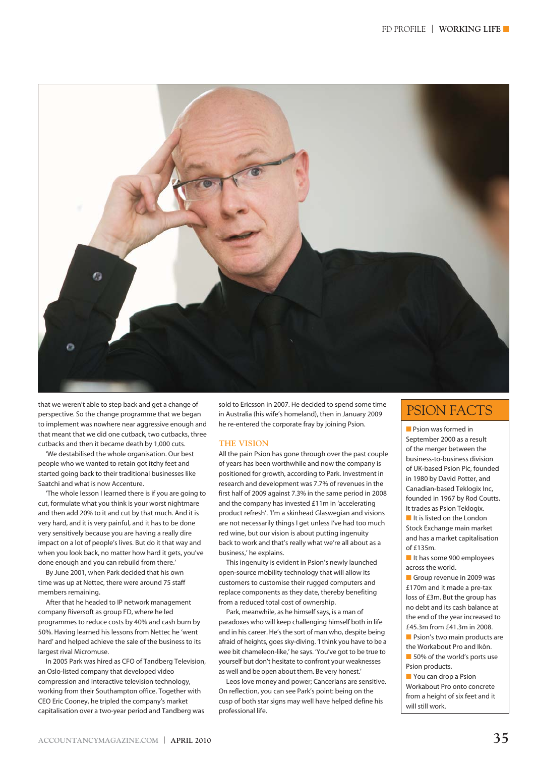that we weren't able to step back and get a change of perspective. So the change programme that we began to implement was nowhere near aggressive enough and that meant that we did one cutback, two cutbacks, three cutbacks and then it became death by 1,000 cuts.

'We destabilised the whole organisation. Our best people who we wanted to retain got itchy feet and started going back to their traditional businesses like Saatchi and what is now Accenture.

'The whole lesson I learned there is if you are going to cut, formulate what you think is your worst nightmare and then add 20% to it and cut by that much. And it is very hard, and it is very painful, and it has to be done very sensitively because you are having a really dire impact on a lot of people's lives. But do it that way and when you look back, no matter how hard it gets, you've done enough and you can rebuild from there.'

By June 2001, when Park decided that his own time was up at Nettec, there were around 75 staff members remaining.

After that he headed to IP network management company Riversoft as group FD, where he led programmes to reduce costs by 40% and cash burn by 50%. Having learned his lessons from Nettec he 'went hard' and helped achieve the sale of the business to its largest rival Micromuse.

In 2005 Park was hired as CFO of Tandberg Television, an Oslo-listed company that developed video compression and interactive television technology, working from their Southampton office. Together with CEO Eric Cooney, he tripled the company's market capitalisation over a two-year period and Tandberg was sold to Ericsson in 2007. He decided to spend some time in Australia (his wife's homeland), then in January 2009 he re-entered the corporate fray by joining Psion.

## THE VISION

All the pain Psion has gone through over the past couple of years has been worthwhile and now the company is positioned for growth, according to Park. Investment in research and development was 7.7% of revenues in the first half of 2009 against 7.3% in the same period in 2008 and the company has invested £11m in 'accelerating product refresh'. 'I'm a skinhead Glaswegian and visions are not necessarily things I get unless I've had too much red wine, but our vision is about putting ingenuity back to work and that's really what we're all about as a business,' he explains.

This ingenuity is evident in Psion's newly launched open-source mobility technology that will allow its customers to customise their rugged computers and replace components as they date, thereby benefiting from a reduced total cost of ownership.

Park, meanwhile, as he himself says, is a man of paradoxes who will keep challenging himself both in life and in his career. He's the sort of man who, despite being afraid of heights, goes sky-diving. 'I think you have to be a wee bit chameleon-like,' he says. 'You've got to be true to yourself but don't hesitate to confront your weaknesses as well and be open about them. Be very honest.'

Leos love money and power; Cancerians are sensitive. On reflection, you can see Park's point: being on the cusp of both star signs may well have helped define his professional life.

## PSION FACTS

- Psion was formed in September 2000 as a result of the merger between the business-to-business division of UK-based Psion Plc, founded in 1980 by David Potter, and Canadian-based Teklogix Inc, founded in 1967 by Rod Coutts. It trades as Psion Teklogix.
- It is listed on the London Stock Exchange main market and has a market capitalisation of £135m.
- It has some 900 employees across the world.
- Group revenue in 2009 was £170m and it made a pre-tax loss of £3m. But the group has no debt and its cash balance at the end of the year increased to £45.3m from £41.3m in 2008.
- Psion's two main products are the Workabout Pro and Ikôn.
- 50% of the world's ports use Psion products.
- You can drop a Psion Workabout Pro onto concrete from a height of six feet and it will still work.